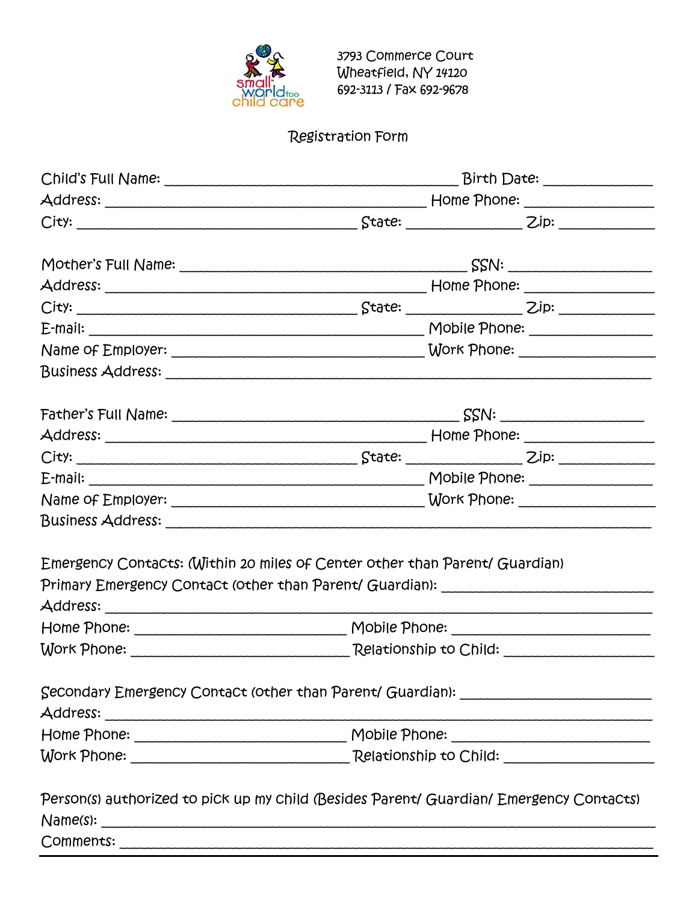small world too child care

3793 Commerce Court
Wheatfield, NY 14120
692-3113 / Fax 692-9678

# Registration Form

Child's Full Name: ______________________________ Birth Date: ______________
Address: ______________________________ Home Phone: ______________
City: ______________________ State: ______________ Zip: ____________

Mother's Full Name: ______________________________ SSN: ______________
Address: ______________________________ Home Phone: ______________
City: ______________________ State: ______________ Zip: ____________
E-mail: ______________________________ Mobile Phone: ______________
Name of Employer: ______________________________ Work Phone: ______________
Business Address: ______________________________________________

Father's Full Name: ______________________________ SSN: ______________
Address: ______________________________ Home Phone: ______________
City: ______________________ State: ______________ Zip: ____________
E-mail: ______________________________ Mobile Phone: ______________
Name of Employer: ______________________________ Work Phone: ______________
Business Address: ______________________________________________

Emergency Contacts: (Within 20 miles of Center other than Parent/ Guardian)
Primary Emergency Contact (other than Parent/ Guardian): ______________________
Address: ______________________________________________
Home Phone: ______________________ Mobile Phone: ______________________
Work Phone: ______________________ Relationship to Child: ______________

Secondary Emergency Contact (other than Parent/ Guardian): ______________________
Address: ______________________________________________
Home Phone: ______________________ Mobile Phone: ______________________
Work Phone: ______________________ Relationship to Child: ______________

Person(s) authorized to pick up my child (Besides Parent/ Guardian/ Emergency Contacts)
Name(s): ______________________________________________
Comments: ______________________________________________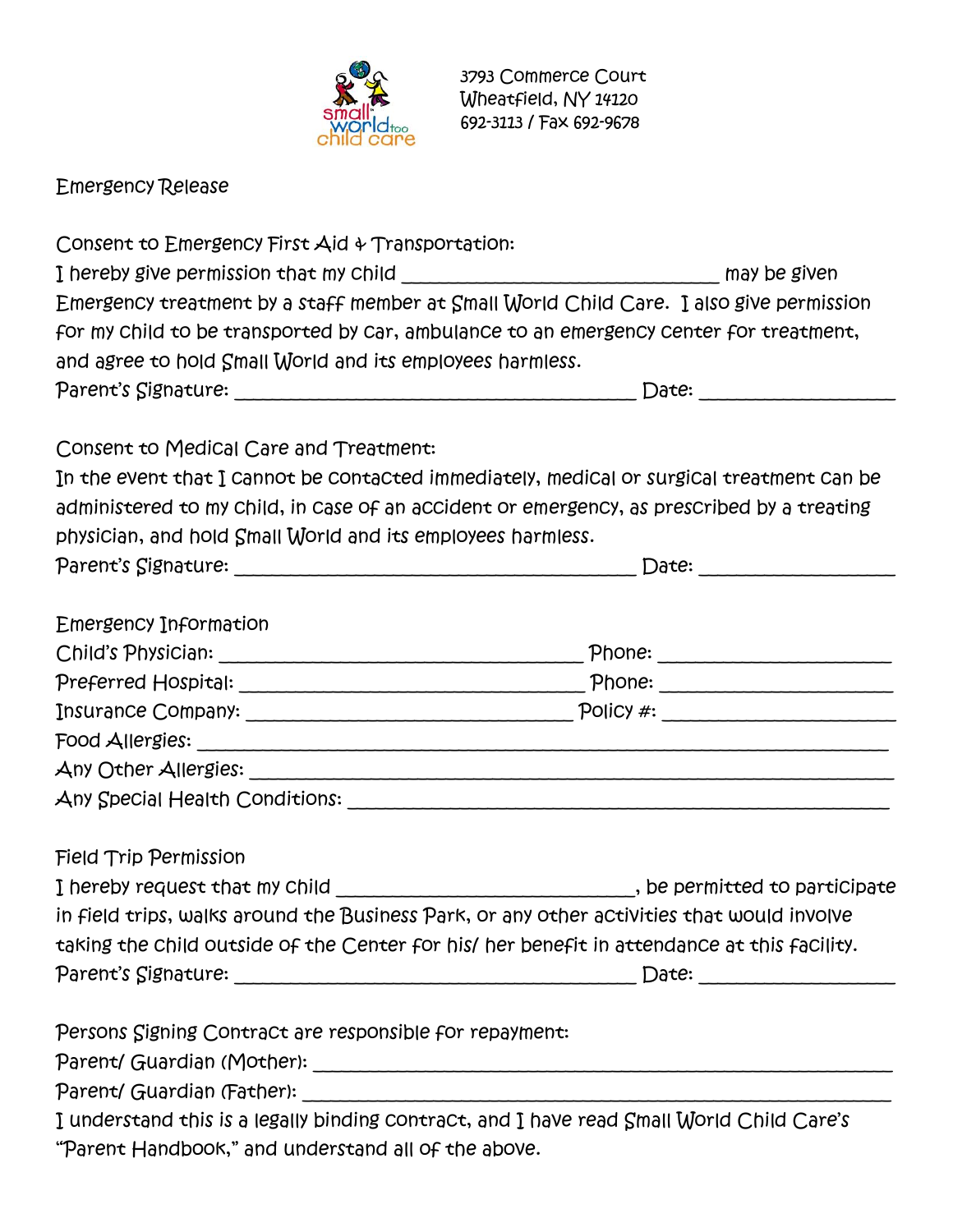3793 Commerce Court
Wheatfield, NY 14120
692-3113 / Fax 692-9678

## Emergency Release

**Consent to Emergency First Aid & Transportation:**

I hereby give permission that my child ________________________________ may be given Emergency treatment by a staff member at Small World Child Care. I also give permission for my child to be transported by car, ambulance to an emergency center for treatment, and agree to hold Small World and its employees harmless.

Parent's Signature: ________________________________________ Date: ____________________

**Consent to Medical Care and Treatment:**

In the event that I cannot be contacted immediately, medical or surgical treatment can be administered to my child, in case of an accident or emergency, as prescribed by a treating physician, and hold Small World and its employees harmless.

Parent's Signature: ________________________________________ Date: ____________________

**Emergency Information**

Child's Physician: ____________________________________ Phone: _______________________

Preferred Hospital: ___________________________________ Phone: _______________________

Insurance Company: ________________________________ Policy #: _______________________

Food Allergies: _________________________________________________________________________

Any Other Allergies: ____________________________________________________________________

Any Special Health Conditions: _______________________________________________________

**Field Trip Permission**

I hereby request that my child ______________________________, be permitted to participate in field trips, walks around the Business Park, or any other activities that would involve taking the child outside of the Center for his/ her benefit in attendance at this facility.

Parent's Signature: ________________________________________ Date: ____________________

**Persons Signing Contract are responsible for repayment:**

Parent/ Guardian (Mother): __________________________________________________________

Parent/ Guardian (Father): ___________________________________________________________

I understand this is a legally binding contract, and I have read Small World Child Care's "Parent Handbook," and understand all of the above.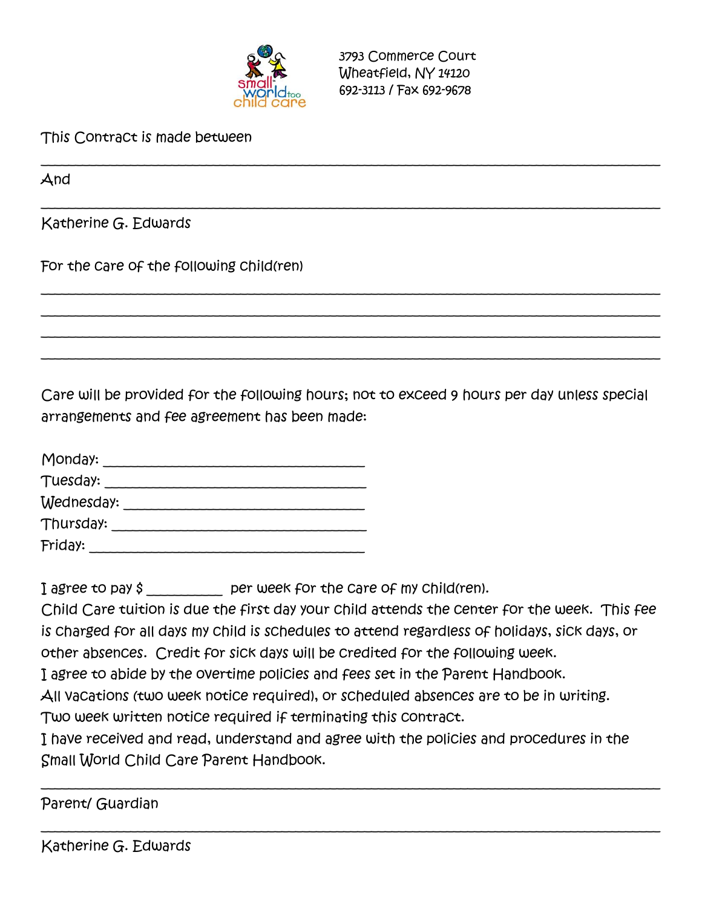small world too child care

3793 Commerce Court
Wheatfield, NY 14120
692-3113 / Fax 692-9678

This Contract is made between

______________________________________________________________________________

And

______________________________________________________________________________

Katherine G. Edwards

For the care of the following child(ren)

______________________________________________________________________________

______________________________________________________________________________

______________________________________________________________________________

______________________________________________________________________________

Care will be provided for the following hours; not to exceed 9 hours per day unless special arrangements and fee agreement has been made:

Monday: ______________________________

Tuesday: ______________________________

Wednesday: ____________________________

Thursday: _____________________________

Friday: _______________________________

I agree to pay $ __________ per week for the care of my child(ren).
Child Care tuition is due the first day your child attends the center for the week. This fee is charged for all days my child is schedules to attend regardless of holidays, sick days, or other absences. Credit for sick days will be credited for the following week.
I agree to abide by the overtime policies and fees set in the Parent Handbook.
All vacations (two week notice required), or scheduled absences are to be in writing.
Two week written notice required if terminating this contract.
I have received and read, understand and agree with the policies and procedures in the Small World Child Care Parent Handbook.

______________________________________________________________________________

Parent/ Guardian

______________________________________________________________________________

Katherine G. Edwards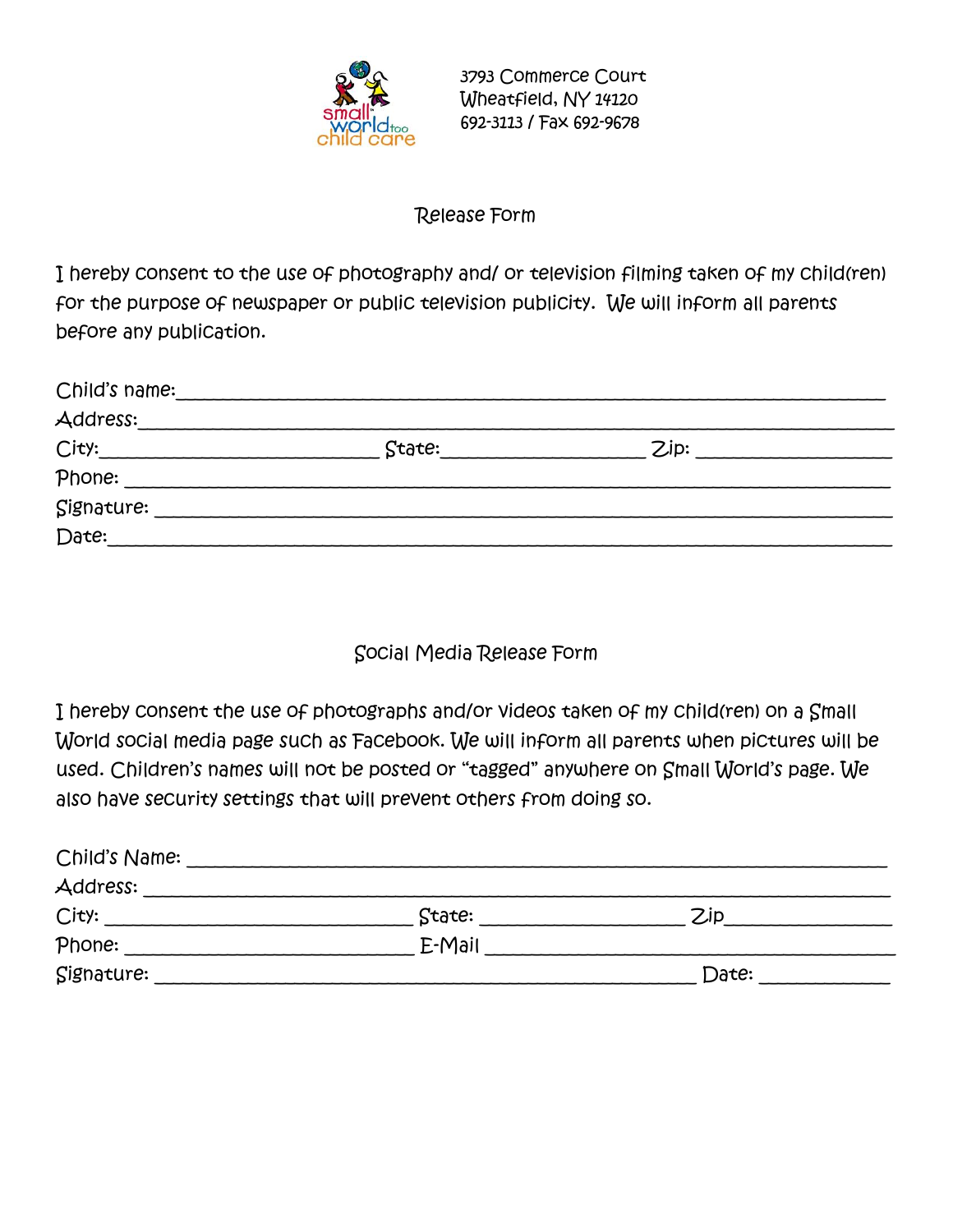3793 Commerce Court
Wheatfield, NY 14120
692-3113 / Fax 692-9678

## Release Form

I hereby consent to the use of photography and/ or television filming taken of my child(ren) for the purpose of newspaper or public television publicity. We will inform all parents before any publication.

Child's name:_______________________________________________

Address:___________________________________________________

City:_______________________ State:________________ Zip: ________________

Phone: ____________________________________________________

Signature: _________________________________________________

Date:______________________________________________________

## Social Media Release Form

I hereby consent the use of photographs and/or videos taken of my child(ren) on a Small World social media page such as Facebook. We will inform all parents when pictures will be used. Children's names will not be posted or "tagged" anywhere on Small World's page. We also have security settings that will prevent others from doing so.

Child's Name: ______________________________________________

Address: __________________________________________________

City: _______________________ State: ________________ Zip______________

Phone: _______________________ E-Mail ______________________________

Signature: ________________________________________ Date: ___________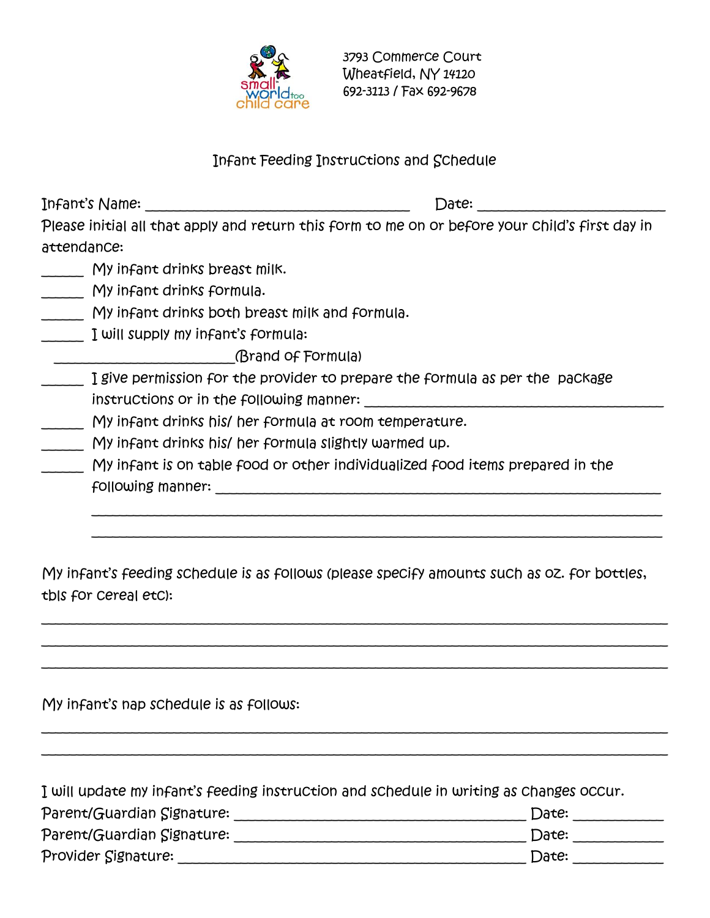small world too child care

3793 Commerce Court
Wheatfield, NY 14120
692-3113 / Fax 692-9678

## Infant Feeding Instructions and Schedule

Infant's Name: ________________________________________ Date: ________________________

Please initial all that apply and return this form to me on or before your child's first day in attendance:

______ My infant drinks breast milk.

______ My infant drinks formula.

______ My infant drinks both breast milk and formula.

______ I will supply my infant's formula:

________________________(Brand of Formula)

______ I give permission for the provider to prepare the formula as per the package instructions or in the following manner: ________________________________________

______ My infant drinks his/ her formula at room temperature.

______ My infant drinks his/ her formula slightly warmed up.

______ My infant is on table food or other individualized food items prepared in the following manner: ________________________________________________________________

________________________________________________________________

________________________________________________________________

My infant's feeding schedule is as follows (please specify amounts such as oz. for bottles, tbls for cereal etc):

________________________________________________________________

________________________________________________________________

________________________________________________________________

My infant's nap schedule is as follows:

________________________________________________________________

________________________________________________________________

I will update my infant's feeding instruction and schedule in writing as changes occur.

Parent/Guardian Signature: ________________________________________ Date: ___________

Parent/Guardian Signature: ________________________________________ Date: ___________

Provider Signature: ________________________________________ Date: ___________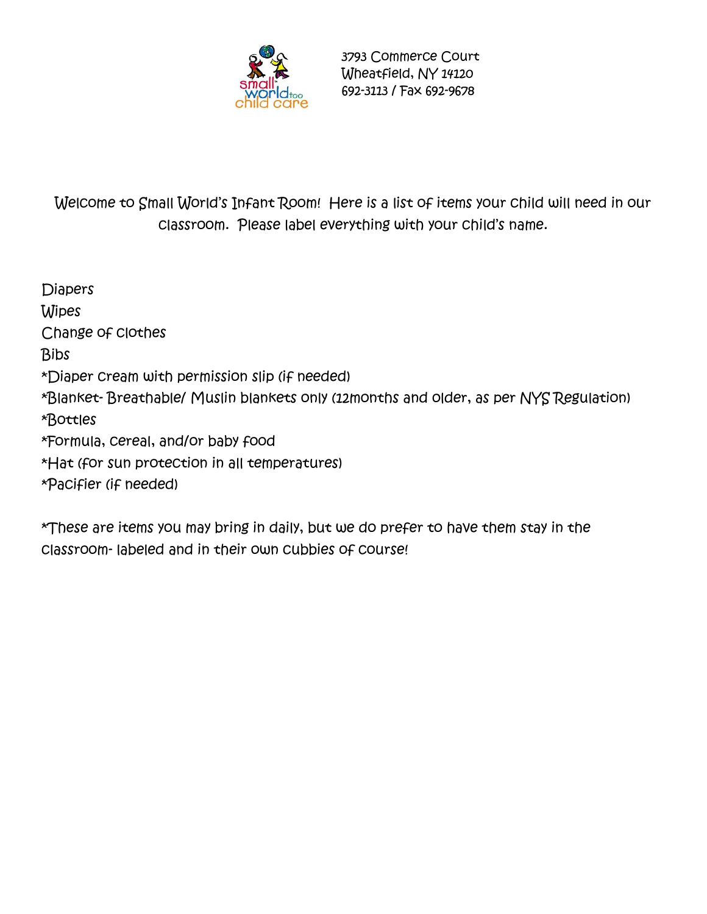3793 Commerce Court
Wheatfield, NY 14120
692-3113 / Fax 692-9678

Welcome to Small World's Infant Room! Here is a list of items your child will need in our classroom. Please label everything with your child's name.

Diapers
Wipes
Change of clothes
Bibs
*Diaper cream with permission slip (if needed)
*Blanket- Breathable/ Muslin blankets only (12months and older, as per NYS Regulation)
*Bottles
*Formula, cereal, and/or baby food
*Hat (for sun protection in all temperatures)
*Pacifier (if needed)

*These are items you may bring in daily, but we do prefer to have them stay in the classroom- labeled and in their own cubbies of course!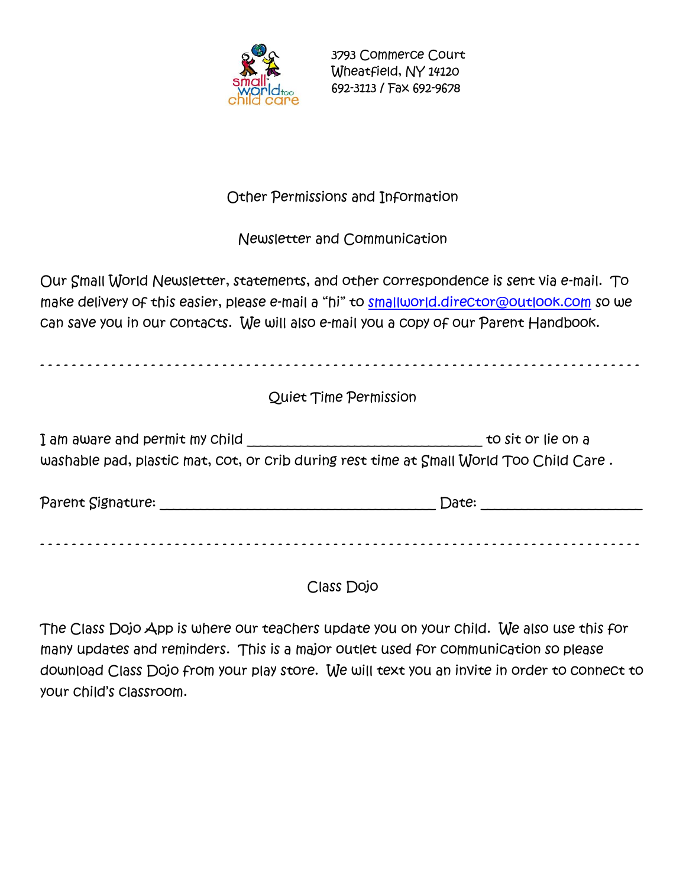small world too child care

3793 Commerce Court
Wheatfield, NY 14120
692-3113 / Fax 692-9678

## Other Permissions and Information

### Newsletter and Communication

Our Small World Newsletter, statements, and other correspondence is sent via e-mail. To make delivery of this easier, please e-mail a "hi" to smallworld.director@outlook.com so we can save you in our contacts. We will also e-mail you a copy of our Parent Handbook.

- - - - - - - - - - - - - - - - - - - - - - - - - - - - - - - - - - - - - - - - - - - - - - - - - - - - - - - - - - - - - - - - - - - -

### Quiet Time Permission

I am aware and permit my child ________________________________ to sit or lie on a washable pad, plastic mat, cot, or crib during rest time at Small World Too Child Care .

Parent Signature: ____________________________________ Date: ______________________

- - - - - - - - - - - - - - - - - - - - - - - - - - - - - - - - - - - - - - - - - - - - - - - - - - - - - - - - - - - - - - - - - - - -

### Class Dojo

The Class Dojo App is where our teachers update you on your child. We also use this for many updates and reminders. This is a major outlet used for communication so please download Class Dojo from your play store. We will text you an invite in order to connect to your child's classroom.